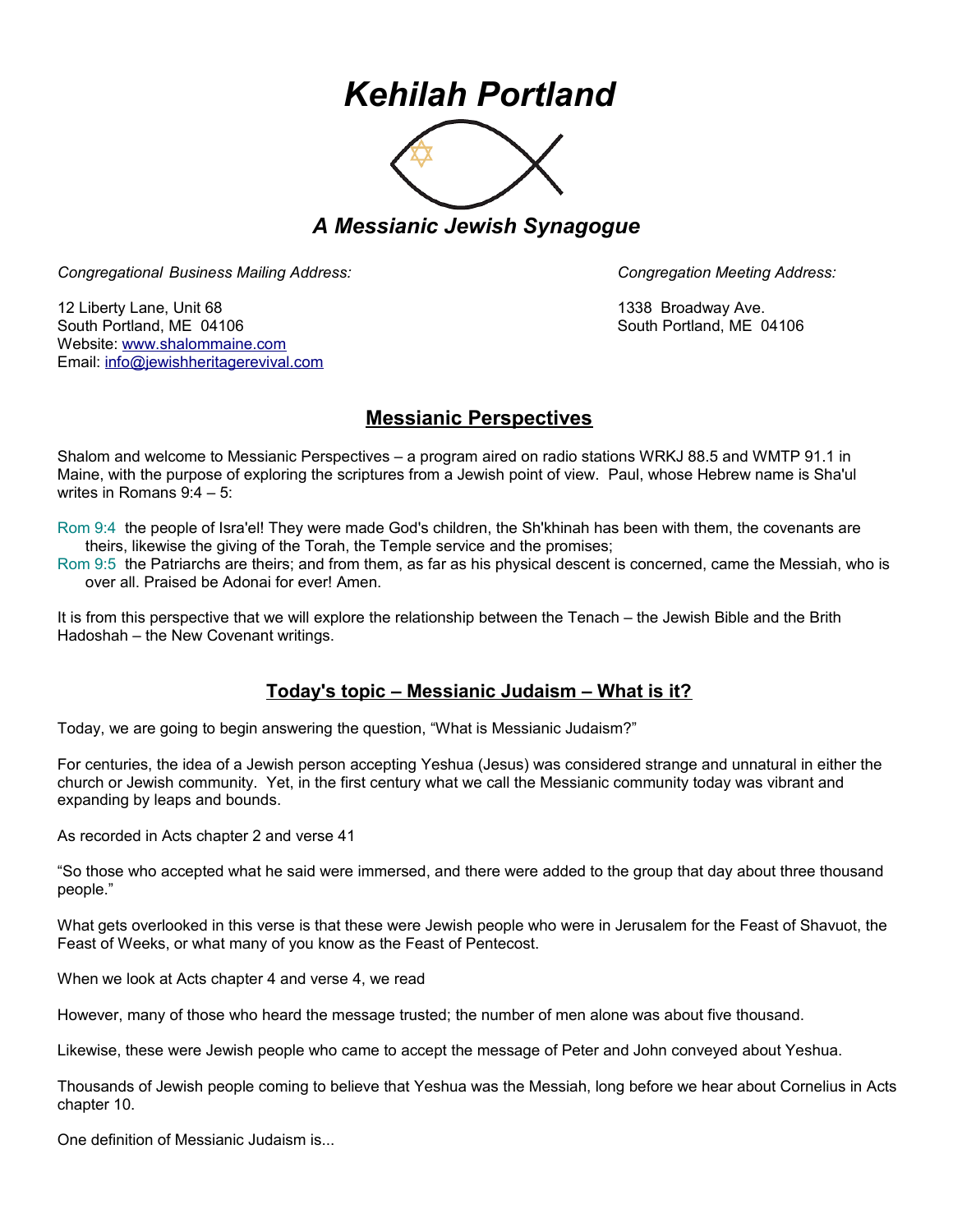# *Kehilah Portland*

## *A Messianic Jewish Synagogue*

*Congregational Business Mailing Address:*

12 Liberty Lane, Unit 68
South Portland, ME 04106
Website: www.shalommaine.com
Email: info@jewishheritagerevival.com

*Congregation Meeting Address:*

1338 Broadway Ave.
South Portland, ME 04106

## Messianic Perspectives

Shalom and welcome to Messianic Perspectives – a program aired on radio stations WRKJ 88.5 and WMTP 91.1 in Maine, with the purpose of exploring the scriptures from a Jewish point of view. Paul, whose Hebrew name is Sha'ul writes in Romans 9:4 – 5:

Rom 9:4 the people of Isra'el! They were made God's children, the Sh'khinah has been with them, the covenants are theirs, likewise the giving of the Torah, the Temple service and the promises;
Rom 9:5 the Patriarchs are theirs; and from them, as far as his physical descent is concerned, came the Messiah, who is over all. Praised be Adonai for ever! Amen.

It is from this perspective that we will explore the relationship between the Tenach – the Jewish Bible and the Brith Hadoshah – the New Covenant writings.

## Today's topic – Messianic Judaism – What is it?

Today, we are going to begin answering the question, "What is Messianic Judaism?"

For centuries, the idea of a Jewish person accepting Yeshua (Jesus) was considered strange and unnatural in either the church or Jewish community. Yet, in the first century what we call the Messianic community today was vibrant and expanding by leaps and bounds.

As recorded in Acts chapter 2 and verse 41

"So those who accepted what he said were immersed, and there were added to the group that day about three thousand people."

What gets overlooked in this verse is that these were Jewish people who were in Jerusalem for the Feast of Shavuot, the Feast of Weeks, or what many of you know as the Feast of Pentecost.

When we look at Acts chapter 4 and verse 4, we read

However, many of those who heard the message trusted; the number of men alone was about five thousand.

Likewise, these were Jewish people who came to accept the message of Peter and John conveyed about Yeshua.

Thousands of Jewish people coming to believe that Yeshua was the Messiah, long before we hear about Cornelius in Acts chapter 10.

One definition of Messianic Judaism is...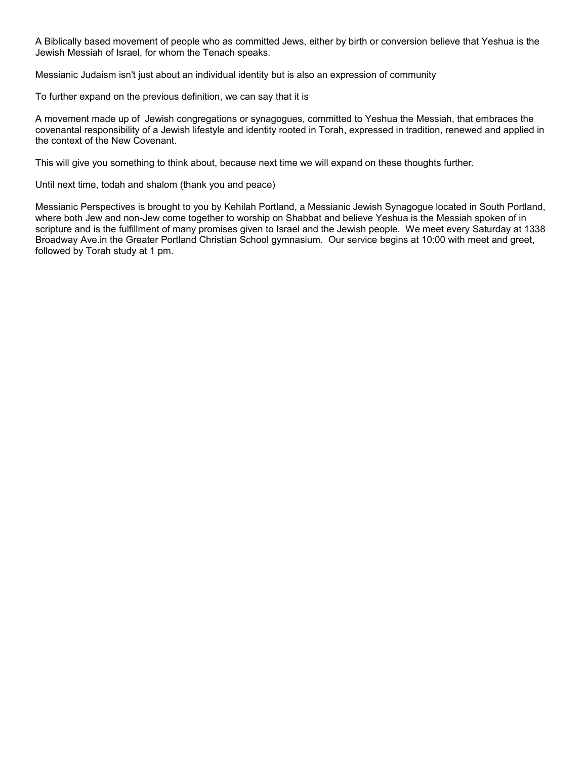A Biblically based movement of people who as committed Jews, either by birth or conversion believe that Yeshua is the Jewish Messiah of Israel, for whom the Tenach speaks.

Messianic Judaism isn't just about an individual identity but is also an expression of community

To further expand on the previous definition, we can say that it is

A movement made up of Jewish congregations or synagogues, committed to Yeshua the Messiah, that embraces the covenantal responsibility of a Jewish lifestyle and identity rooted in Torah, expressed in tradition, renewed and applied in the context of the New Covenant.

This will give you something to think about, because next time we will expand on these thoughts further.

Until next time, todah and shalom (thank you and peace)

Messianic Perspectives is brought to you by Kehilah Portland, a Messianic Jewish Synagogue located in South Portland, where both Jew and non-Jew come together to worship on Shabbat and believe Yeshua is the Messiah spoken of in scripture and is the fulfillment of many promises given to Israel and the Jewish people. We meet every Saturday at 1338 Broadway Ave.in the Greater Portland Christian School gymnasium. Our service begins at 10:00 with meet and greet, followed by Torah study at 1 pm.